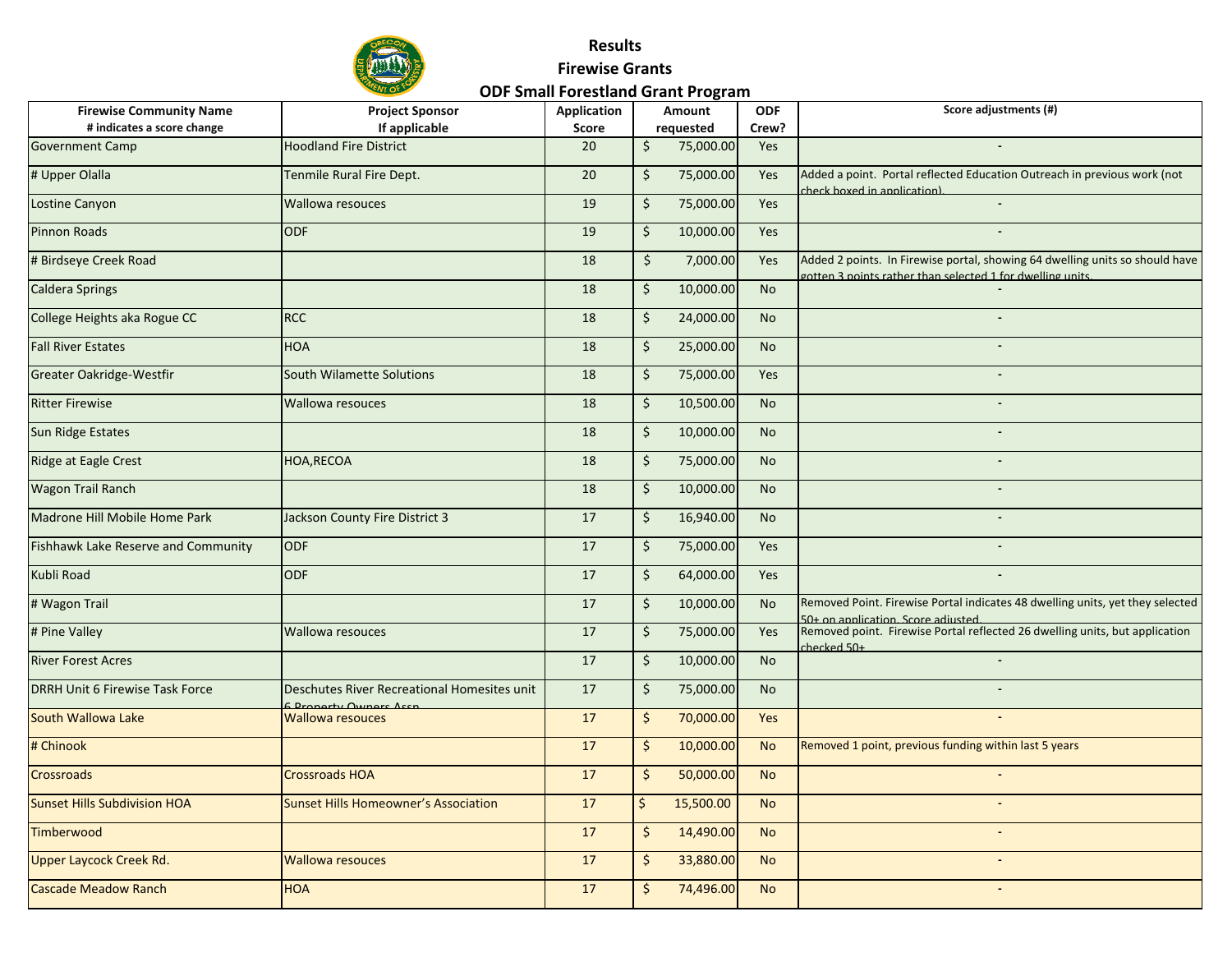# Results

## Firewise Grants

## ODF Small Forestland Grant Program

| Firewise Community Name<br># indicates a score change | Project Sponsor<br>If applicable | Application Score | Amount requested | ODF Crew? | Score adjustments (#) |
|---|---|---|---|---|---|
| Government Camp | Hoodland Fire District | 20 | $ 75,000.00 | Yes | - |
| # Upper Olalla | Tenmile Rural Fire Dept. | 20 | $ 75,000.00 | Yes | Added a point. Portal reflected Education Outreach in previous work (not check boxed in application). |
| Lostine Canyon | Wallowa resouces | 19 | $ 75,000.00 | Yes | - |
| Pinnon Roads | ODF | 19 | $ 10,000.00 | Yes | - |
| # Birdseye Creek Road | | 18 | $ 7,000.00 | Yes | Added 2 points. In Firewise portal, showing 64 dwelling units so should have gotten 3 points rather than selected 1 for dwelling units. |
| Caldera Springs | | 18 | $ 10,000.00 | No | - |
| College Heights aka Rogue CC | RCC | 18 | $ 24,000.00 | No | - |
| Fall River Estates | HOA | 18 | $ 25,000.00 | No | - |
| Greater Oakridge-Westfir | South Wilamette Solutions | 18 | $ 75,000.00 | Yes | - |
| Ritter Firewise | Wallowa resouces | 18 | $ 10,500.00 | No | - |
| Sun Ridge Estates | | 18 | $ 10,000.00 | No | - |
| Ridge at Eagle Crest | HOA,RECOA | 18 | $ 75,000.00 | No | - |
| Wagon Trail Ranch | | 18 | $ 10,000.00 | No | - |
| Madrone Hill Mobile Home Park | Jackson County Fire District 3 | 17 | $ 16,940.00 | No | - |
| Fishhawk Lake Reserve and Community | ODF | 17 | $ 75,000.00 | Yes | - |
| Kubli Road | ODF | 17 | $ 64,000.00 | Yes | - |
| # Wagon Trail | | 17 | $ 10,000.00 | No | Removed Point. Firewise Portal indicates 48 dwelling units, yet they selected 50+ on application. Score adjusted. |
| # Pine Valley | Wallowa resouces | 17 | $ 75,000.00 | Yes | Removed point. Firewise Portal reflected 26 dwelling units, but application checked 50+ |
| River Forest Acres | | 17 | $ 10,000.00 | No | - |
| DRRH Unit 6 Firewise Task Force | Deschutes River Recreational Homesites unit 6 Property Owners Assn | 17 | $ 75,000.00 | No | - |
| South Wallowa Lake | Wallowa resouces | 17 | $ 70,000.00 | Yes | - |
| # Chinook | | 17 | $ 10,000.00 | No | Removed 1 point, previous funding within last 5 years |
| Crossroads | Crossroads HOA | 17 | $ 50,000.00 | No | - |
| Sunset Hills Subdivision HOA | Sunset Hills Homeowner's Association | 17 | $ 15,500.00 | No | - |
| Timberwood | | 17 | $ 14,490.00 | No | - |
| Upper Laycock Creek Rd. | Wallowa resouces | 17 | $ 33,880.00 | No | - |
| Cascade Meadow Ranch | HOA | 17 | $ 74,496.00 | No | - |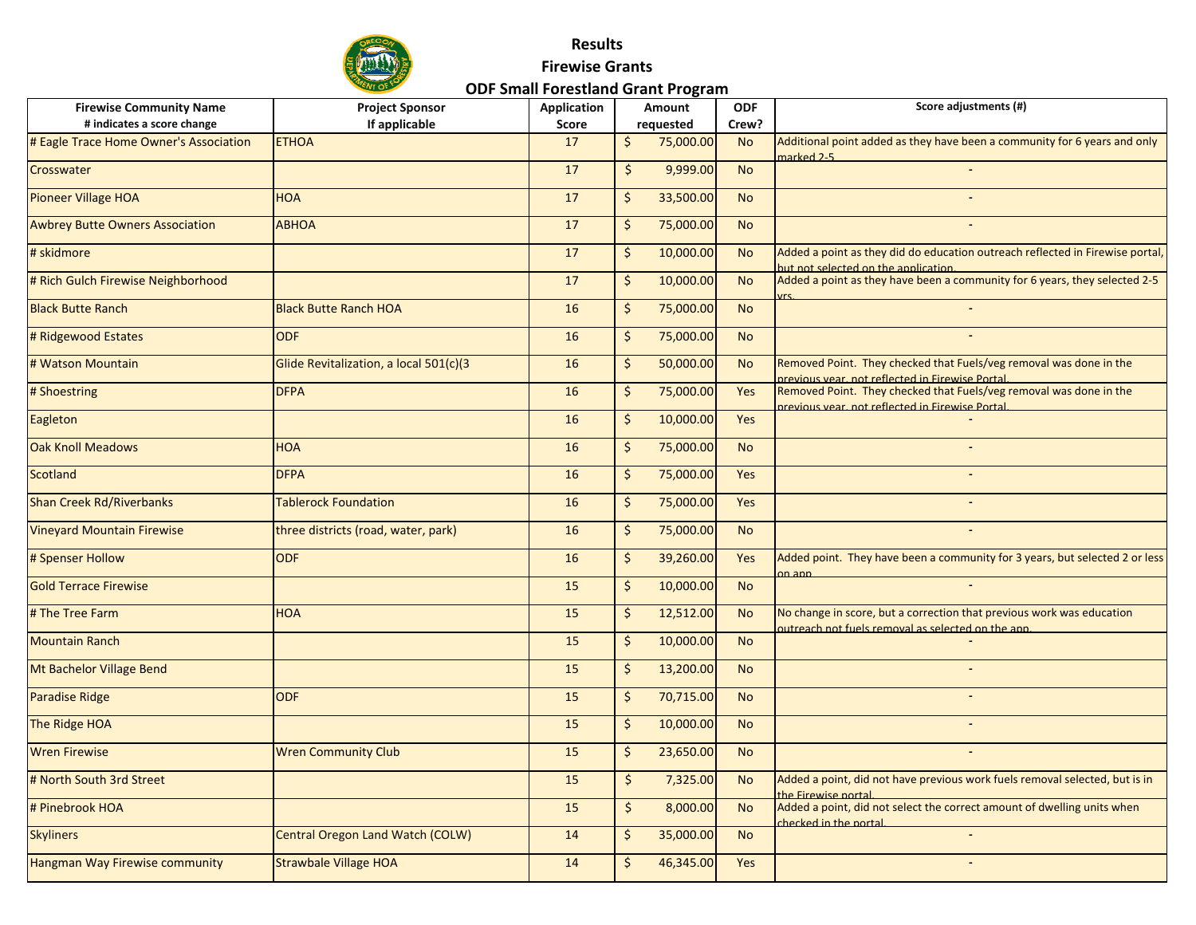# Results

## Firewise Grants

## ODF Small Forestland Grant Program

| Firewise Community Name # indicates a score change | Project Sponsor If applicable | Application Score | Amount requested | ODF Crew? | Score adjustments (#) |
|---|---|---|---|---|---|
| # Eagle Trace Home Owner's Association | ETHOA | 17 | $ 75,000.00 | No | Additional point added as they have been a community for 6 years and only marked 2-5 |
| Crosswater | | 17 | $ 9,999.00 | No | - |
| Pioneer Village HOA | HOA | 17 | $ 33,500.00 | No | - |
| Awbrey Butte Owners Association | ABHOA | 17 | $ 75,000.00 | No | - |
| # skidmore | | 17 | $ 10,000.00 | No | Added a point as they did do education outreach reflected in Firewise portal, but not selected on the application. |
| # Rich Gulch Firewise Neighborhood | | 17 | $ 10,000.00 | No | Added a point as they have been a community for 6 years, they selected 2-5 yrs. |
| Black Butte Ranch | Black Butte Ranch HOA | 16 | $ 75,000.00 | No | - |
| # Ridgewood Estates | ODF | 16 | $ 75,000.00 | No | - |
| # Watson Mountain | Glide Revitalization, a local 501(c)(3 | 16 | $ 50,000.00 | No | Removed Point. They checked that Fuels/veg removal was done in the previous year, not reflected in Firewise Portal. |
| # Shoestring | DFPA | 16 | $ 75,000.00 | Yes | Removed Point. They checked that Fuels/veg removal was done in the previous year, not reflected in Firewise Portal. |
| Eagleton | | 16 | $ 10,000.00 | Yes | - |
| Oak Knoll Meadows | HOA | 16 | $ 75,000.00 | No | - |
| Scotland | DFPA | 16 | $ 75,000.00 | Yes | - |
| Shan Creek Rd/Riverbanks | Tablerock Foundation | 16 | $ 75,000.00 | Yes | - |
| Vineyard Mountain Firewise | three districts (road, water, park) | 16 | $ 75,000.00 | No | - |
| # Spenser Hollow | ODF | 16 | $ 39,260.00 | Yes | Added point. They have been a community for 3 years, but selected 2 or less on app. |
| Gold Terrace Firewise | | 15 | $ 10,000.00 | No | - |
| # The Tree Farm | HOA | 15 | $ 12,512.00 | No | No change in score, but a correction that previous work was education outreach not fuels removal as selected on the app. |
| Mountain Ranch | | 15 | $ 10,000.00 | No | - |
| Mt Bachelor Village Bend | | 15 | $ 13,200.00 | No | - |
| Paradise Ridge | ODF | 15 | $ 70,715.00 | No | - |
| The Ridge HOA | | 15 | $ 10,000.00 | No | - |
| Wren Firewise | Wren Community Club | 15 | $ 23,650.00 | No | - |
| # North South 3rd Street | | 15 | $ 7,325.00 | No | Added a point, did not have previous work fuels removal selected, but is in the Firewise portal. |
| # Pinebrook HOA | | 15 | $ 8,000.00 | No | Added a point, did not select the correct amount of dwelling units when checked in the portal. |
| Skyliners | Central Oregon Land Watch (COLW) | 14 | $ 35,000.00 | No | - |
| Hangman Way Firewise community | Strawbale Village HOA | 14 | $ 46,345.00 | Yes | - |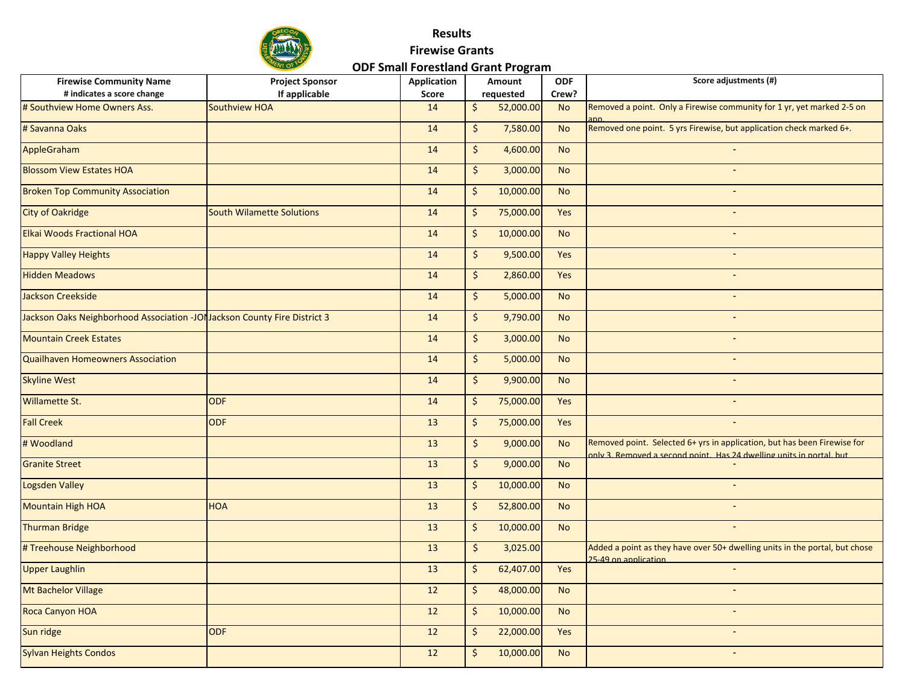**Results**

**Firewise Grants**

**ODF Small Forestland Grant Program**

| Firewise Community Name # indicates a score change | Project Sponsor If applicable | Application Score | Amount requested | ODF Crew? | Score adjustments (#) |
|---|---|---|---|---|---|
| # Southview Home Owners Ass. | Southview HOA | 14 | $ 52,000.00 | No | Removed a point. Only a Firewise community for 1 yr, yet marked 2-5 on app. |
| # Savanna Oaks | | 14 | $ 7,580.00 | No | Removed one point. 5 yrs Firewise, but application check marked 6+. |
| AppleGraham | | 14 | $ 4,600.00 | No | - |
| Blossom View Estates HOA | | 14 | $ 3,000.00 | No | - |
| Broken Top Community Association | | 14 | $ 10,000.00 | No | - |
| City of Oakridge | South Wilamette Solutions | 14 | $ 75,000.00 | Yes | - |
| Elkai Woods Fractional HOA | | 14 | $ 10,000.00 | No | - |
| Happy Valley Heights | | 14 | $ 9,500.00 | Yes | - |
| Hidden Meadows | | 14 | $ 2,860.00 | Yes | - |
| Jackson Creekside | | 14 | $ 5,000.00 | No | - |
| Jackson Oaks Neighborhood Association -JO | Jackson County Fire District 3 | 14 | $ 9,790.00 | No | - |
| Mountain Creek Estates | | 14 | $ 3,000.00 | No | - |
| Quailhaven Homeowners Association | | 14 | $ 5,000.00 | No | - |
| Skyline West | | 14 | $ 9,900.00 | No | - |
| Willamette St. | ODF | 14 | $ 75,000.00 | Yes | - |
| Fall Creek | ODF | 13 | $ 75,000.00 | Yes | - |
| # Woodland | | 13 | $ 9,000.00 | No | Removed point. Selected 6+ yrs in application, but has been Firewise for only 3. Removed a second point. Has 24 dwelling units in portal, but |
| Granite Street | | 13 | $ 9,000.00 | No | - |
| Logsden Valley | | 13 | $ 10,000.00 | No | - |
| Mountain High HOA | HOA | 13 | $ 52,800.00 | No | - |
| Thurman Bridge | | 13 | $ 10,000.00 | No | - |
| # Treehouse Neighborhood | | 13 | $ 3,025.00 | | Added a point as they have over 50+ dwelling units in the portal, but chose 25-49 on application |
| Upper Laughlin | | 13 | $ 62,407.00 | Yes | - |
| Mt Bachelor Village | | 12 | $ 48,000.00 | No | - |
| Roca Canyon HOA | | 12 | $ 10,000.00 | No | - |
| Sun ridge | ODF | 12 | $ 22,000.00 | Yes | - |
| Sylvan Heights Condos | | 12 | $ 10,000.00 | No | - |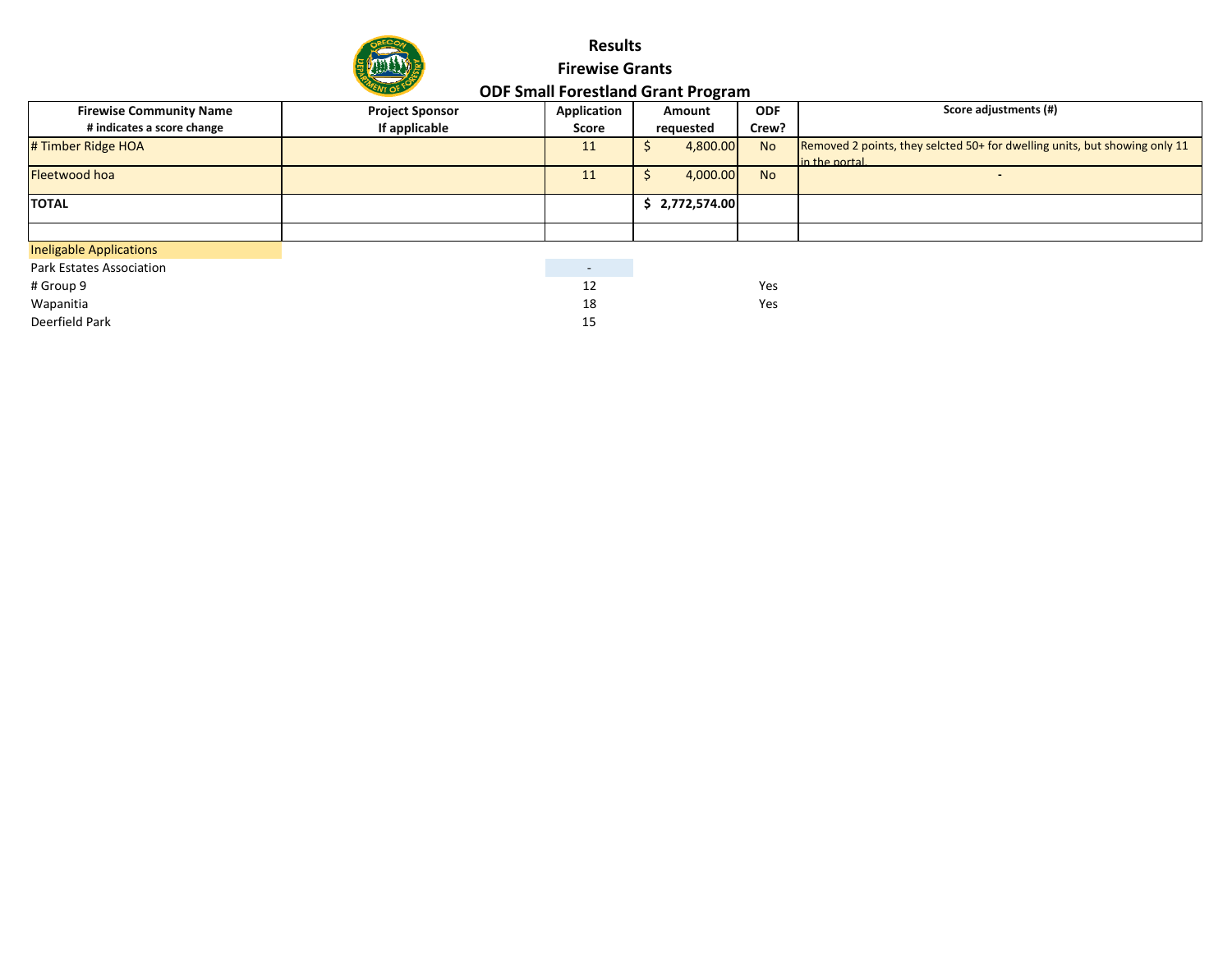## Results

## Firewise Grants

## ODF Small Forestland Grant Program

| Firewise Community Name<br># indicates a score change | Project Sponsor<br>If applicable | Application Score | Amount requested | ODF Crew? | Score adjustments (#) |
|---|---|---|---|---|---|
| # Timber Ridge HOA | | 11 | $ 4,800.00 | No | Removed 2 points, they selcted 50+ for dwelling units, but showing only 11 in the portal. |
| Fleetwood hoa | | 11 | $ 4,000.00 | No | - |
| **TOTAL** | | | **$ 2,772,574.00** | | |
| | | | | | |

| Ineligable Applications | | |
|---|---|---|
| Park Estates Association | - | |
| # Group 9 | 12 | Yes |
| Wapanitia | 18 | Yes |
| Deerfield Park | 15 | |